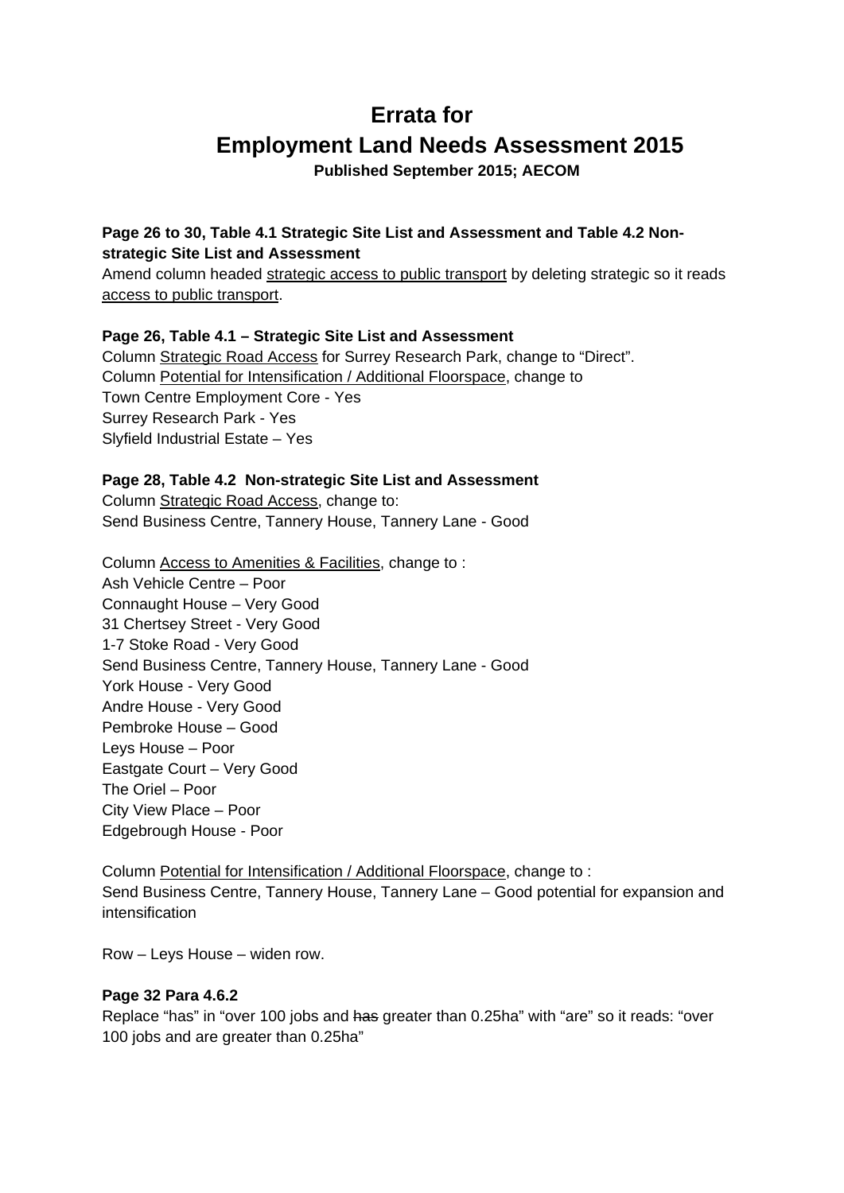# Errata for
# Employment Land Needs Assessment 2015

**Published September 2015; AECOM**

**Page 26 to 30, Table 4.1 Strategic Site List and Assessment and Table 4.2 Non-strategic Site List and Assessment**

Amend column headed <u>strategic access to public transport</u> by deleting strategic so it reads <u>access to public transport</u>.

**Page 26, Table 4.1 – Strategic Site List and Assessment**

Column <u>Strategic Road Access</u> for Surrey Research Park, change to "Direct".
Column <u>Potential for Intensification / Additional Floorspace</u>, change to
Town Centre Employment Core - Yes
Surrey Research Park - Yes
Slyfield Industrial Estate – Yes

**Page 28, Table 4.2 Non-strategic Site List and Assessment**

Column <u>Strategic Road Access</u>, change to:
Send Business Centre, Tannery House, Tannery Lane - Good

Column <u>Access to Amenities & Facilities</u>, change to :
Ash Vehicle Centre – Poor
Connaught House – Very Good
31 Chertsey Street - Very Good
1-7 Stoke Road - Very Good
Send Business Centre, Tannery House, Tannery Lane - Good
York House - Very Good
Andre House - Very Good
Pembroke House – Good
Leys House – Poor
Eastgate Court – Very Good
The Oriel – Poor
City View Place – Poor
Edgebrough House - Poor

Column <u>Potential for Intensification / Additional Floorspace</u>, change to :
Send Business Centre, Tannery House, Tannery Lane – Good potential for expansion and intensification

Row – Leys House – widen row.

**Page 32 Para 4.6.2**

Replace "has" in "over 100 jobs and ~~has~~ greater than 0.25ha" with "are" so it reads: "over 100 jobs and are greater than 0.25ha"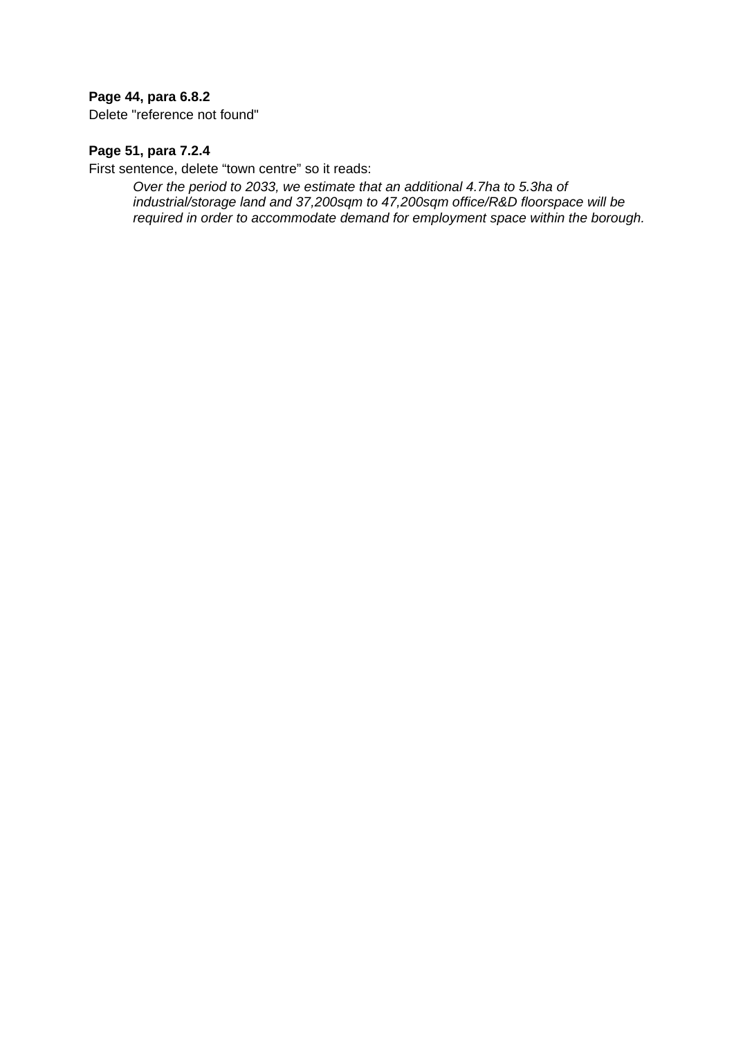**Page 44, para 6.8.2**
Delete "reference not found"

**Page 51, para 7.2.4**
First sentence, delete “town centre” so it reads:

> *Over the period to 2033, we estimate that an additional 4.7ha to 5.3ha of industrial/storage land and 37,200sqm to 47,200sqm office/R&D floorspace will be required in order to accommodate demand for employment space within the borough.*